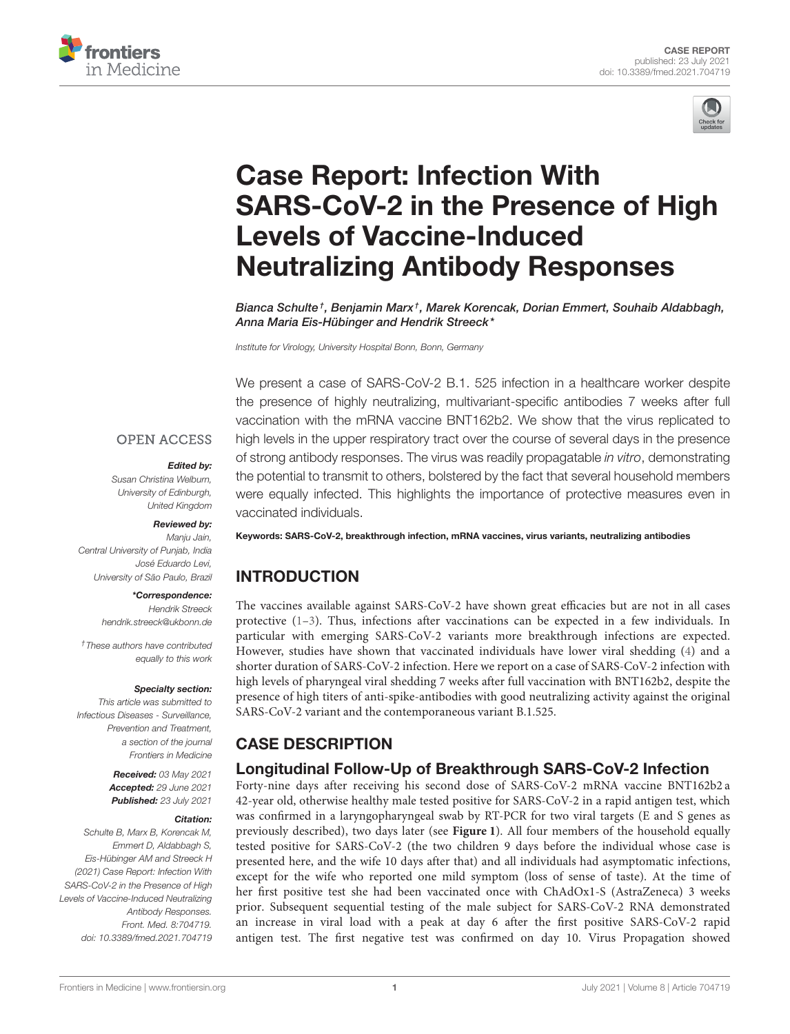CASE REPORT
published: 23 July 2021
doi: 10.3389/fmed.2021.704719

# Case Report: Infection With SARS-CoV-2 in the Presence of High Levels of Vaccine-Induced Neutralizing Antibody Responses

*Bianca Schulte†, Benjamin Marx†, Marek Korencak, Dorian Emmert, Souhaib Aldabbagh, Anna Maria Eis-Hübinger and Hendrik Streeck**

*Institute for Virology, University Hospital Bonn, Bonn, Germany*

We present a case of SARS-CoV-2 B.1. 525 infection in a healthcare worker despite the presence of highly neutralizing, multivariant-specific antibodies 7 weeks after full vaccination with the mRNA vaccine BNT162b2. We show that the virus replicated to high levels in the upper respiratory tract over the course of several days in the presence of strong antibody responses. The virus was readily propagatable *in vitro*, demonstrating the potential to transmit to others, bolstered by the fact that several household members were equally infected. This highlights the importance of protective measures even in vaccinated individuals.

**Keywords: SARS-CoV-2, breakthrough infection, mRNA vaccines, virus variants, neutralizing antibodies**

OPEN ACCESS

***Edited by:***
*Susan Christina Welburn, University of Edinburgh, United Kingdom*

***Reviewed by:***
*Manju Jain, Central University of Punjab, India*
*José Eduardo Levi, University of São Paulo, Brazil*

***\*Correspondence:***
*Hendrik Streeck*
*hendrik.streeck@ukbonn.de*

*†These authors have contributed equally to this work*

***Specialty section:***
*This article was submitted to Infectious Diseases - Surveillance, Prevention and Treatment, a section of the journal Frontiers in Medicine*

***Received:** 03 May 2021*
***Accepted:** 29 June 2021*
***Published:** 23 July 2021*

***Citation:***
*Schulte B, Marx B, Korencak M, Emmert D, Aldabbagh S, Eis-Hübinger AM and Streeck H (2021) Case Report: Infection With SARS-CoV-2 in the Presence of High Levels of Vaccine-Induced Neutralizing Antibody Responses. Front. Med. 8:704719. doi: 10.3389/fmed.2021.704719*

## INTRODUCTION

The vaccines available against SARS-CoV-2 have shown great efficacies but are not in all cases protective (1–3). Thus, infections after vaccinations can be expected in a few individuals. In particular with emerging SARS-CoV-2 variants more breakthrough infections are expected. However, studies have shown that vaccinated individuals have lower viral shedding (4) and a shorter duration of SARS-CoV-2 infection. Here we report on a case of SARS-CoV-2 infection with high levels of pharyngeal viral shedding 7 weeks after full vaccination with BNT162b2, despite the presence of high titers of anti-spike-antibodies with good neutralizing activity against the original SARS-CoV-2 variant and the contemporaneous variant B.1.525.

## CASE DESCRIPTION

### Longitudinal Follow-Up of Breakthrough SARS-CoV-2 Infection

Forty-nine days after receiving his second dose of SARS-CoV-2 mRNA vaccine BNT162b2 a 42-year old, otherwise healthy male tested positive for SARS-CoV-2 in a rapid antigen test, which was confirmed in a laryngopharyngeal swab by RT-PCR for two viral targets (E and S genes as previously described), two days later (see **Figure 1**). All four members of the household equally tested positive for SARS-CoV-2 (the two children 9 days before the individual whose case is presented here, and the wife 10 days after that) and all individuals had asymptomatic infections, except for the wife who reported one mild symptom (loss of sense of taste). At the time of her first positive test she had been vaccinated once with ChAdOx1-S (AstraZeneca) 3 weeks prior. Subsequent sequential testing of the male subject for SARS-CoV-2 RNA demonstrated an increase in viral load with a peak at day 6 after the first positive SARS-CoV-2 rapid antigen test. The first negative test was confirmed on day 10. Virus Propagation showed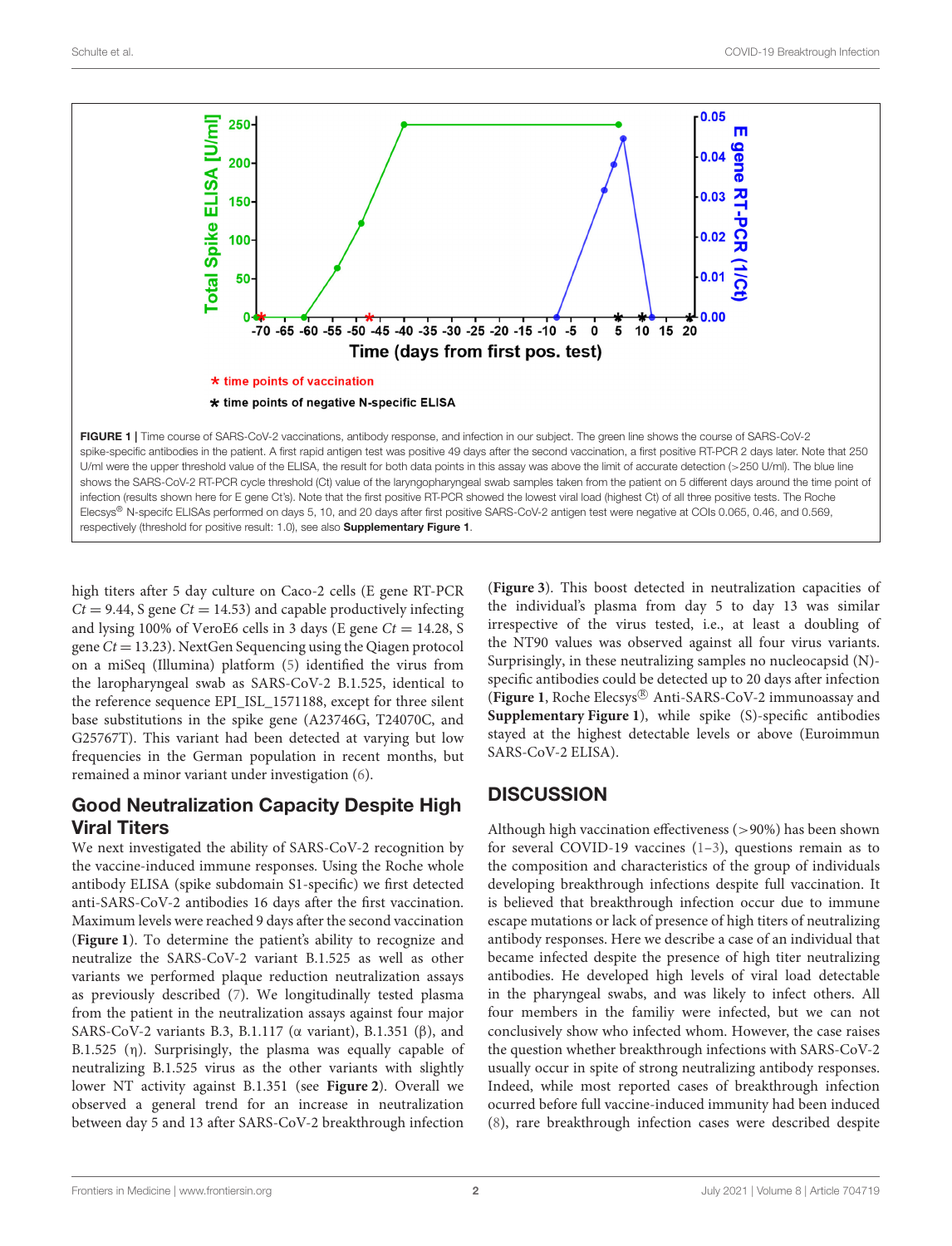FIGURE 1 | Time course of SARS-CoV-2 vaccinations, antibody response, and infection in our subject. The green line shows the course of SARS-CoV-2 spike-specific antibodies in the patient. A first rapid antigen test was positive 49 days after the second vaccination, a first positive RT-PCR 2 days later. Note that 250 U/ml were the upper threshold value of the ELISA, the result for both data points in this assay was above the limit of accurate detection (>250 U/ml). The blue line shows the SARS-CoV-2 RT-PCR cycle threshold (Ct) value of the laryngopharyngeal swab samples taken from the patient on 5 different days around the time point of infection (results shown here for E gene Ct's). Note that the first positive RT-PCR showed the lowest viral load (highest Ct) of all three positive tests. The Roche Elecsys® N-specifc ELISAs performed on days 5, 10, and 20 days after first positive SARS-CoV-2 antigen test were negative at COIs 0.065, 0.46, and 0.569, respectively (threshold for positive result: 1.0), see also **Supplementary Figure 1**.

high titers after 5 day culture on Caco-2 cells (E gene RT-PCR $Ct = 9.44$, S gene $Ct = 14.53$) and capable productively infecting and lysing 100% of VeroE6 cells in 3 days (E gene $Ct = 14.28$, S gene $Ct = 13.23$). NextGen Sequencing using the Qiagen protocol on a miSeq (Illumina) platform (5) identified the virus from the laropharyngeal swab as SARS-CoV-2 B.1.525, identical to the reference sequence EPI_ISL_1571188, except for three silent base substitutions in the spike gene (A23746G, T24070C, and G25767T). This variant had been detected at varying but low frequencies in the German population in recent months, but remained a minor variant under investigation (6).

## Good Neutralization Capacity Despite High Viral Titers

We next investigated the ability of SARS-CoV-2 recognition by the vaccine-induced immune responses. Using the Roche whole antibody ELISA (spike subdomain S1-specific) we first detected anti-SARS-CoV-2 antibodies 16 days after the first vaccination. Maximum levels were reached 9 days after the second vaccination (**Figure 1**). To determine the patient's ability to recognize and neutralize the SARS-CoV-2 variant B.1.525 as well as other variants we performed plaque reduction neutralization assays as previously described (7). We longitudinally tested plasma from the patient in the neutralization assays against four major SARS-CoV-2 variants B.3, B.1.117 (α variant), B.1.351 (β), and B.1.525 (η). Surprisingly, the plasma was equally capable of neutralizing B.1.525 virus as the other variants with slightly lower NT activity against B.1.351 (see **Figure 2**). Overall we observed a general trend for an increase in neutralization between day 5 and 13 after SARS-CoV-2 breakthrough infection (**Figure 3**). This boost detected in neutralization capacities of the individual's plasma from day 5 to day 13 was similar irrespective of the virus tested, i.e., at least a doubling of the NT90 values was observed against all four virus variants. Surprisingly, in these neutralizing samples no nucleocapsid (N)-specific antibodies could be detected up to 20 days after infection (**Figure 1**, Roche Elecsys® Anti-SARS-CoV-2 immunoassay and **Supplementary Figure 1**), while spike (S)-specific antibodies stayed at the highest detectable levels or above (Euroimmun SARS-CoV-2 ELISA).

## DISCUSSION

Although high vaccination effectiveness (>90%) has been shown for several COVID-19 vaccines (1–3), questions remain as to the composition and characteristics of the group of individuals developing breakthrough infections despite full vaccination. It is believed that breakthrough infection occur due to immune escape mutations or lack of presence of high titers of neutralizing antibody responses. Here we describe a case of an individual that became infected despite the presence of high titer neutralizing antibodies. He developed high levels of viral load detectable in the pharyngeal swabs, and was likely to infect others. All four members in the familiy were infected, but we can not conclusively show who infected whom. However, the case raises the question whether breakthrough infections with SARS-CoV-2 usually occur in spite of strong neutralizing antibody responses. Indeed, while most reported cases of breakthrough infection ocurred before full vaccine-induced immunity had been induced (8), rare breakthrough infection cases were described despite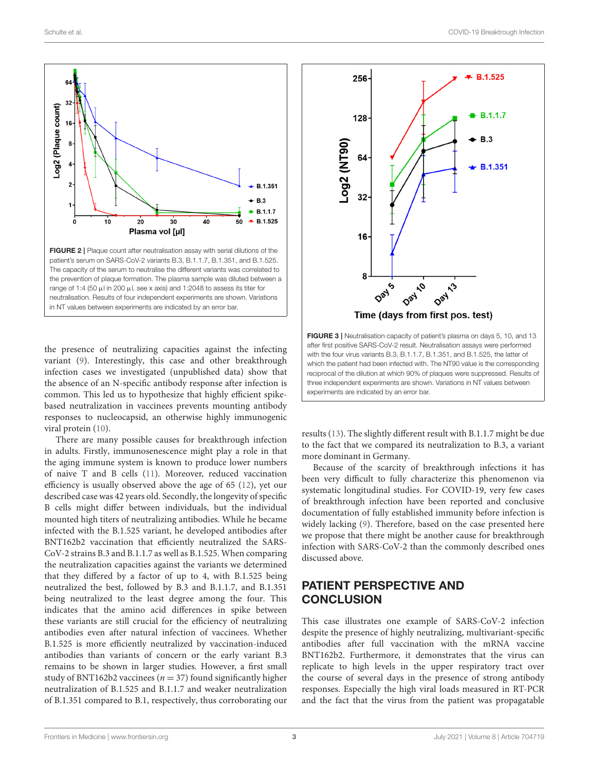FIGURE 2 | Plaque count after neutralisation assay with serial dilutions of the patient's serum on SARS-CoV-2 variants B.3, B.1.1.7, B.1.351, and B.1.525. The capacity of the serum to neutralise the different variants was correlated to the prevention of plaque formation. The plasma sample was diluted between a range of 1:4 (50 µl in 200 µl, see x axis) and 1:2048 to assess its titer for neutralisation. Results of four independent experiments are shown. Variations in NT values between experiments are indicated by an error bar.

FIGURE 3 | Neutralisation capacity of patient's plasma on days 5, 10, and 13 after first positive SARS-CoV-2 result. Neutralisation assays were performed with the four virus variants B.3, B.1.1.7, B.1.351, and B.1.525, the latter of which the patient had been infected with. The NT90 value is the corresponding reciprocal of the dilution at which 90% of plaques were suppressed. Results of three independent experiments are shown. Variations in NT values between experiments are indicated by an error bar.

the presence of neutralizing capacities against the infecting variant (9). Interestingly, this case and other breakthrough infection cases we investigated (unpublished data) show that the absence of an N-specific antibody response after infection is common. This led us to hypothesize that highly efficient spike-based neutralization in vaccinees prevents mounting antibody responses to nucleocapsid, an otherwise highly immunogenic viral protein (10).

There are many possible causes for breakthrough infection in adults. Firstly, immunosenescence might play a role in that the aging immune system is known to produce lower numbers of naive T and B cells (11). Moreover, reduced vaccination efficiency is usually observed above the age of 65 (12), yet our described case was 42 years old. Secondly, the longevity of specific B cells might differ between individuals, but the individual mounted high titers of neutralizing antibodies. While he became infected with the B.1.525 variant, he developed antibodies after BNT162b2 vaccination that efficiently neutralized the SARS-CoV-2 strains B.3 and B.1.1.7 as well as B.1.525. When comparing the neutralization capacities against the variants we determined that they differed by a factor of up to 4, with B.1.525 being neutralized the best, followed by B.3 and B.1.1.7, and B.1.351 being neutralized to the least degree among the four. This indicates that the amino acid differences in spike between these variants are still crucial for the efficiency of neutralizing antibodies even after natural infection of vaccinees. Whether B.1.525 is more efficiently neutralized by vaccination-induced antibodies than variants of concern or the early variant B.3 remains to be shown in larger studies. However, a first small study of BNT162b2 vaccinees ($n = 37$) found significantly higher neutralization of B.1.525 and B.1.1.7 and weaker neutralization of B.1.351 compared to B.1, respectively, thus corroborating our results (13). The slightly different result with B.1.1.7 might be due to the fact that we compared its neutralization to B.3, a variant more dominant in Germany.

Because of the scarcity of breakthrough infections it has been very difficult to fully characterize this phenomenon via systematic longitudinal studies. For COVID-19, very few cases of breakthrough infection have been reported and conclusive documentation of fully established immunity before infection is widely lacking (9). Therefore, based on the case presented here we propose that there might be another cause for breakthrough infection with SARS-CoV-2 than the commonly described ones discussed above.

## PATIENT PERSPECTIVE AND CONCLUSION

This case illustrates one example of SARS-CoV-2 infection despite the presence of highly neutralizing, multivariant-specific antibodies after full vaccination with the mRNA vaccine BNT162b2. Furthermore, it demonstrates that the virus can replicate to high levels in the upper respiratory tract over the course of several days in the presence of strong antibody responses. Especially the high viral loads measured in RT-PCR and the fact that the virus from the patient was propagatable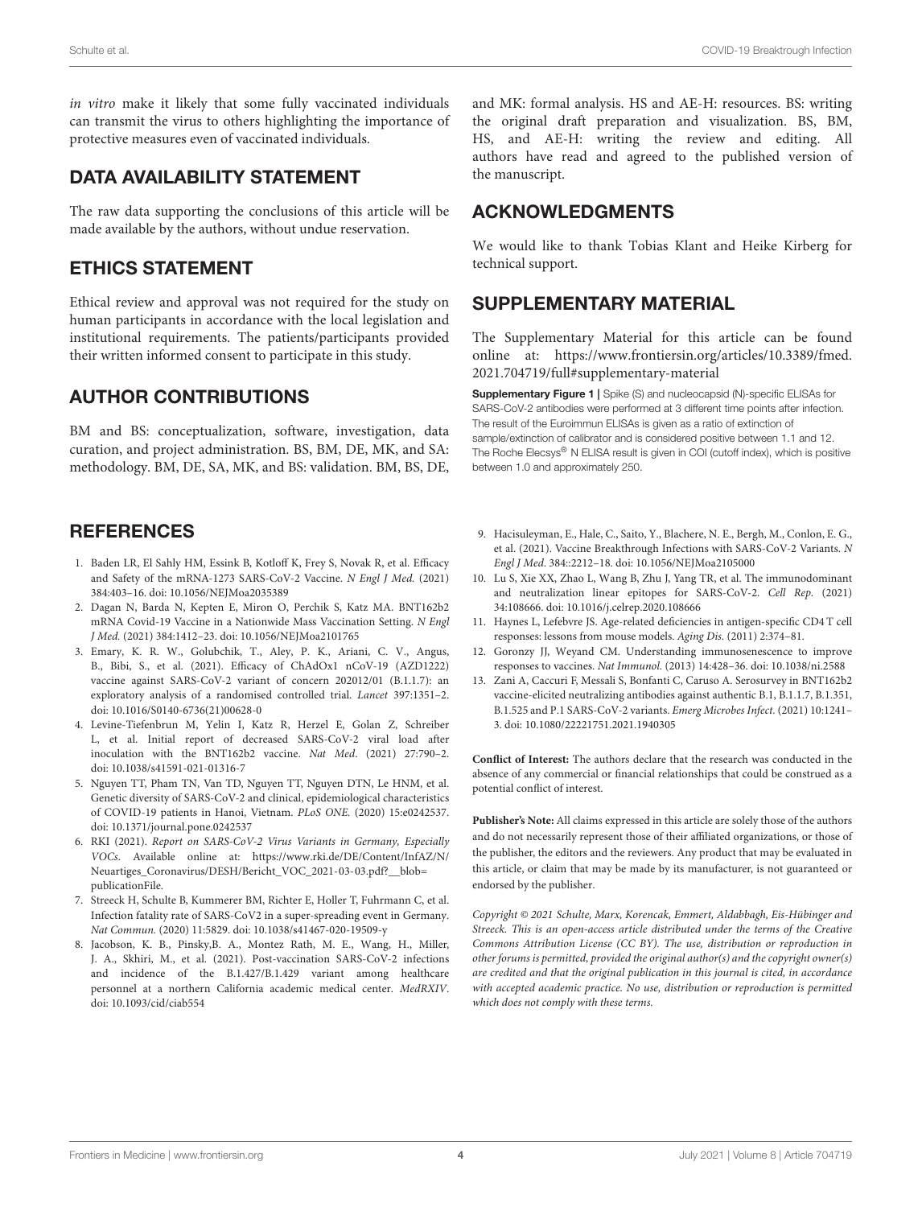*in vitro* make it likely that some fully vaccinated individuals can transmit the virus to others highlighting the importance of protective measures even of vaccinated individuals.

## DATA AVAILABILITY STATEMENT

The raw data supporting the conclusions of this article will be made available by the authors, without undue reservation.

## ETHICS STATEMENT

Ethical review and approval was not required for the study on human participants in accordance with the local legislation and institutional requirements. The patients/participants provided their written informed consent to participate in this study.

## AUTHOR CONTRIBUTIONS

BM and BS: conceptualization, software, investigation, data curation, and project administration. BS, BM, DE, MK, and SA: methodology. BM, DE, SA, MK, and BS: validation. BM, BS, DE, and MK: formal analysis. HS and AE-H: resources. BS: writing the original draft preparation and visualization. BS, BM, HS, and AE-H: writing the review and editing. All authors have read and agreed to the published version of the manuscript.

## ACKNOWLEDGMENTS

We would like to thank Tobias Klant and Heike Kirberg for technical support.

## SUPPLEMENTARY MATERIAL

The Supplementary Material for this article can be found online at: https://www.frontiersin.org/articles/10.3389/fmed.2021.704719/full#supplementary-material

**Supplementary Figure 1 |** Spike (S) and nucleocapsid (N)-specific ELISAs for SARS-CoV-2 antibodies were performed at 3 different time points after infection. The result of the Euroimmun ELISAs is given as a ratio of extinction of sample/extinction of calibrator and is considered positive between 1.1 and 12. The Roche Elecsys® N ELISA result is given in COI (cutoff index), which is positive between 1.0 and approximately 250.

## REFERENCES

1. Baden LR, El Sahly HM, Essink B, Kotloff K, Frey S, Novak R, et al. Efficacy and Safety of the mRNA-1273 SARS-CoV-2 Vaccine. *N Engl J Med.* (2021) 384:403–16. doi: 10.1056/NEJMoa2035389
2. Dagan N, Barda N, Kepten E, Miron O, Perchik S, Katz MA. BNT162b2 mRNA Covid-19 Vaccine in a Nationwide Mass Vaccination Setting. *N Engl J Med.* (2021) 384:1412–23. doi: 10.1056/NEJMoa2101765
3. Emary, K. R. W., Golubchik, T., Aley, P. K., Ariani, C. V., Angus, B., Bibi, S., et al. (2021). Efficacy of ChAdOx1 nCoV-19 (AZD1222) vaccine against SARS-CoV-2 variant of concern 202012/01 (B.1.1.7): an exploratory analysis of a randomised controlled trial. *Lancet* 397:1351–2. doi: 10.1016/S0140-6736(21)00628-0
4. Levine-Tiefenbrun M, Yelin I, Katz R, Herzel E, Golan Z, Schreiber L, et al. Initial report of decreased SARS-CoV-2 viral load after inoculation with the BNT162b2 vaccine. *Nat Med*. (2021) 27:790–2. doi: 10.1038/s41591-021-01316-7
5. Nguyen TT, Pham TN, Van TD, Nguyen TT, Nguyen DTN, Le HNM, et al. Genetic diversity of SARS-CoV-2 and clinical, epidemiological characteristics of COVID-19 patients in Hanoi, Vietnam. *PLoS ONE.* (2020) 15:e0242537. doi: 10.1371/journal.pone.0242537
6. RKI (2021). *Report on SARS-CoV-2 Virus Variants in Germany, Especially VOCs.* Available online at: https://www.rki.de/DE/Content/InfAZ/N/Neuartiges_Coronavirus/DESH/Bericht_VOC_2021-03-03.pdf?__blob=publicationFile.
7. Streeck H, Schulte B, Kummerer BM, Richter E, Holler T, Fuhrmann C, et al. Infection fatality rate of SARS-CoV2 in a super-spreading event in Germany. *Nat Commun.* (2020) 11:5829. doi: 10.1038/s41467-020-19509-y
8. Jacobson, K. B., Pinsky,B. A., Montez Rath, M. E., Wang, H., Miller, J. A., Skhiri, M., et al. (2021). Post-vaccination SARS-CoV-2 infections and incidence of the B.1.427/B.1.429 variant among healthcare personnel at a northern California academic medical center. *MedRXIV*. doi: 10.1093/cid/ciab554
9. Hacisuleyman, E., Hale, C., Saito, Y., Blachere, N. E., Bergh, M., Conlon, E. G., et al. (2021). Vaccine Breakthrough Infections with SARS-CoV-2 Variants. *N Engl J Med*. 384::2212–18. doi: 10.1056/NEJMoa2105000
10. Lu S, Xie XX, Zhao L, Wang B, Zhu J, Yang TR, et al. The immunodominant and neutralization linear epitopes for SARS-CoV-2. *Cell Rep.* (2021) 34:108666. doi: 10.1016/j.celrep.2020.108666
11. Haynes L, Lefebvre JS. Age-related deficiencies in antigen-specific CD4 T cell responses: lessons from mouse models. *Aging Dis.* (2011) 2:374–81.
12. Goronzy JJ, Weyand CM. Understanding immunosenescence to improve responses to vaccines. *Nat Immunol*. (2013) 14:428–36. doi: 10.1038/ni.2588
13. Zani A, Caccuri F, Messali S, Bonfanti C, Caruso A. Serosurvey in BNT162b2 vaccine-elicited neutralizing antibodies against authentic B.1, B.1.1.7, B.1.351, B.1.525 and P.1 SARS-CoV-2 variants. *Emerg Microbes Infect*. (2021) 10:1241–3. doi: 10.1080/22221751.2021.1940305

**Conflict of Interest:** The authors declare that the research was conducted in the absence of any commercial or financial relationships that could be construed as a potential conflict of interest.

**Publisher's Note:** All claims expressed in this article are solely those of the authors and do not necessarily represent those of their affiliated organizations, or those of the publisher, the editors and the reviewers. Any product that may be evaluated in this article, or claim that may be made by its manufacturer, is not guaranteed or endorsed by the publisher.

*Copyright © 2021 Schulte, Marx, Korencak, Emmert, Aldabbagh, Eis-Hübinger and Streeck. This is an open-access article distributed under the terms of the Creative Commons Attribution License (CC BY). The use, distribution or reproduction in other forums is permitted, provided the original author(s) and the copyright owner(s) are credited and that the original publication in this journal is cited, in accordance with accepted academic practice. No use, distribution or reproduction is permitted which does not comply with these terms.*